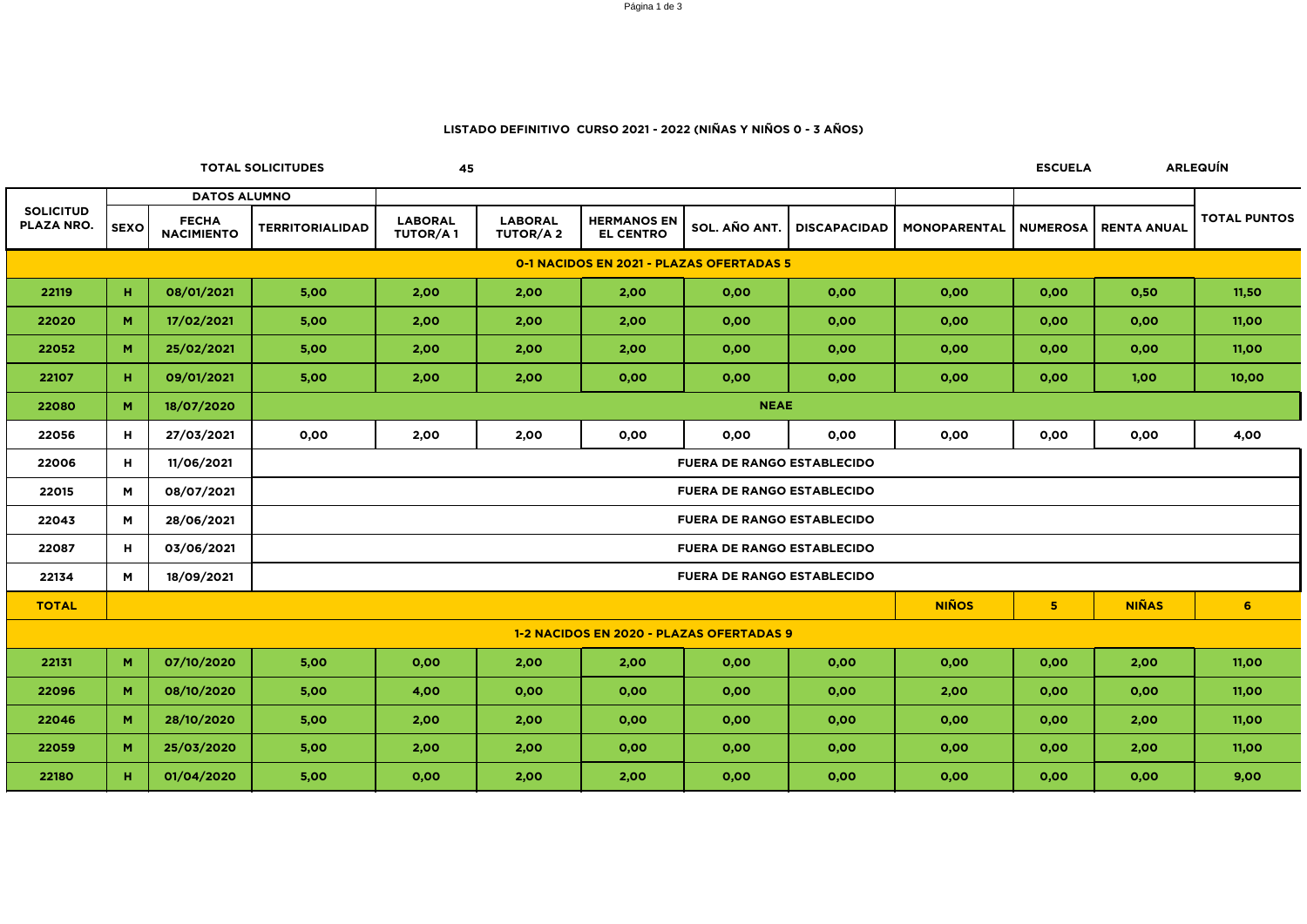## LISTADO DEFINITIVO CURSO 2021 - 2022 (NIÑAS Y NIÑOS 0 - 3 AÑOS)

**TOTAL SOLICITUDES** 45

**ESCUELA** ARLEQUÍN

| SOLICITUD PLAZA NRO. | DATOS ALUMNO | | | | | | | | | | | |
|---|---|---|---|---|---|---|---|---|---|---|---|---|
| | SEXO | FECHA NACIMIENTO | TERRITORIALIDAD | LABORAL TUTOR/A 1 | LABORAL TUTOR/A 2 | HERMANOS EN EL CENTRO | SOL. AÑO ANT. | DISCAPACIDAD | MONOPARENTAL | NUMEROSA | RENTA ANUAL | TOTAL PUNTOS |
| **0-1 NACIDOS EN 2021 - PLAZAS OFERTADAS 5** | | | | | | | | | | | | |
| 22119 | H | 08/01/2021 | 5,00 | 2,00 | 2,00 | 2,00 | 0,00 | 0,00 | 0,00 | 0,00 | 0,50 | 11,50 |
| 22020 | M | 17/02/2021 | 5,00 | 2,00 | 2,00 | 2,00 | 0,00 | 0,00 | 0,00 | 0,00 | 0,00 | 11,00 |
| 22052 | M | 25/02/2021 | 5,00 | 2,00 | 2,00 | 2,00 | 0,00 | 0,00 | 0,00 | 0,00 | 0,00 | 11,00 |
| 22107 | H | 09/01/2021 | 5,00 | 2,00 | 2,00 | 0,00 | 0,00 | 0,00 | 0,00 | 0,00 | 1,00 | 10,00 |
| 22080 | M | 18/07/2020 | NEAE | | | | | | | | | |
| 22056 | H | 27/03/2021 | 0,00 | 2,00 | 2,00 | 0,00 | 0,00 | 0,00 | 0,00 | 0,00 | 0,00 | 4,00 |
| 22006 | H | 11/06/2021 | FUERA DE RANGO ESTABLECIDO | | | | | | | | | |
| 22015 | M | 08/07/2021 | FUERA DE RANGO ESTABLECIDO | | | | | | | | | |
| 22043 | M | 28/06/2021 | FUERA DE RANGO ESTABLECIDO | | | | | | | | | |
| 22087 | H | 03/06/2021 | FUERA DE RANGO ESTABLECIDO | | | | | | | | | |
| 22134 | M | 18/09/2021 | FUERA DE RANGO ESTABLECIDO | | | | | | | | | |
| **TOTAL** | | | | | | | | | NIÑOS | 5 | NIÑAS | 6 |
| **1-2 NACIDOS EN 2020 - PLAZAS OFERTADAS 9** | | | | | | | | | | | | |
| 22131 | M | 07/10/2020 | 5,00 | 0,00 | 2,00 | 2,00 | 0,00 | 0,00 | 0,00 | 0,00 | 2,00 | 11,00 |
| 22096 | M | 08/10/2020 | 5,00 | 4,00 | 0,00 | 0,00 | 0,00 | 0,00 | 2,00 | 0,00 | 0,00 | 11,00 |
| 22046 | M | 28/10/2020 | 5,00 | 2,00 | 2,00 | 0,00 | 0,00 | 0,00 | 0,00 | 0,00 | 2,00 | 11,00 |
| 22059 | M | 25/03/2020 | 5,00 | 2,00 | 2,00 | 0,00 | 0,00 | 0,00 | 0,00 | 0,00 | 2,00 | 11,00 |
| 22180 | H | 01/04/2020 | 5,00 | 0,00 | 2,00 | 2,00 | 0,00 | 0,00 | 0,00 | 0,00 | 0,00 | 9,00 |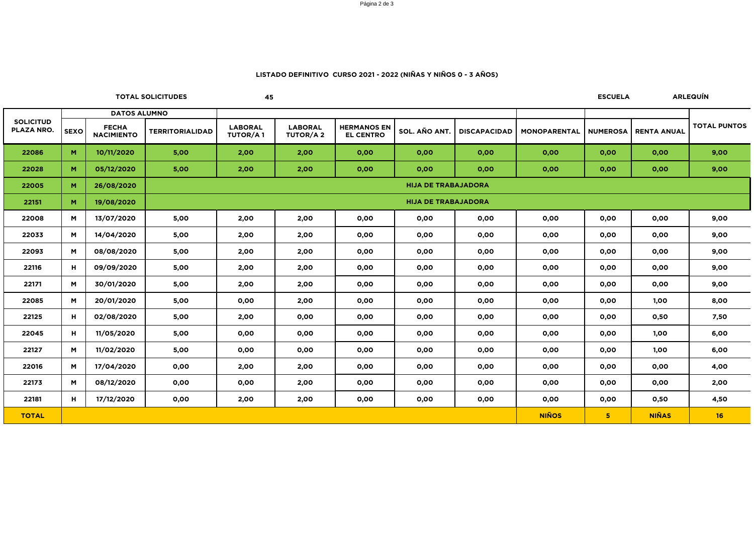**LISTADO DEFINITIVO CURSO 2021 - 2022 (NIÑAS Y NIÑOS 0 - 3 AÑOS)**

**TOTAL SOLICITUDES** 45 **ESCUELA** ARLEQUÍN

| SOLICITUD PLAZA NRO. | DATOS ALUMNO | | | | | | | | | | | TOTAL PUNTOS |
|---|---|---|---|---|---|---|---|---|---|---|---|---|
| | SEXO | FECHA NACIMIENTO | TERRITORIALIDAD | LABORAL TUTOR/A 1 | LABORAL TUTOR/A 2 | HERMANOS EN EL CENTRO | SOL. AÑO ANT. | DISCAPACIDAD | MONOPARENTAL | NUMEROSA | RENTA ANUAL | |
| 22086 | M | 10/11/2020 | 5,00 | 2,00 | 2,00 | 0,00 | 0,00 | 0,00 | 0,00 | 0,00 | 0,00 | 9,00 |
| 22028 | M | 05/12/2020 | 5,00 | 2,00 | 2,00 | 0,00 | 0,00 | 0,00 | 0,00 | 0,00 | 0,00 | 9,00 |
| 22005 | M | 26/08/2020 | HIJA DE TRABAJADORA | | | | | | | | | |
| 22151 | M | 19/08/2020 | HIJA DE TRABAJADORA | | | | | | | | | |
| 22008 | M | 13/07/2020 | 5,00 | 2,00 | 2,00 | 0,00 | 0,00 | 0,00 | 0,00 | 0,00 | 0,00 | 9,00 |
| 22033 | M | 14/04/2020 | 5,00 | 2,00 | 2,00 | 0,00 | 0,00 | 0,00 | 0,00 | 0,00 | 0,00 | 9,00 |
| 22093 | M | 08/08/2020 | 5,00 | 2,00 | 2,00 | 0,00 | 0,00 | 0,00 | 0,00 | 0,00 | 0,00 | 9,00 |
| 22116 | H | 09/09/2020 | 5,00 | 2,00 | 2,00 | 0,00 | 0,00 | 0,00 | 0,00 | 0,00 | 0,00 | 9,00 |
| 22171 | M | 30/01/2020 | 5,00 | 2,00 | 2,00 | 0,00 | 0,00 | 0,00 | 0,00 | 0,00 | 0,00 | 9,00 |
| 22085 | M | 20/01/2020 | 5,00 | 0,00 | 2,00 | 0,00 | 0,00 | 0,00 | 0,00 | 0,00 | 1,00 | 8,00 |
| 22125 | H | 02/08/2020 | 5,00 | 2,00 | 0,00 | 0,00 | 0,00 | 0,00 | 0,00 | 0,00 | 0,50 | 7,50 |
| 22045 | H | 11/05/2020 | 5,00 | 0,00 | 0,00 | 0,00 | 0,00 | 0,00 | 0,00 | 0,00 | 1,00 | 6,00 |
| 22127 | M | 11/02/2020 | 5,00 | 0,00 | 0,00 | 0,00 | 0,00 | 0,00 | 0,00 | 0,00 | 1,00 | 6,00 |
| 22016 | M | 17/04/2020 | 0,00 | 2,00 | 2,00 | 0,00 | 0,00 | 0,00 | 0,00 | 0,00 | 0,00 | 4,00 |
| 22173 | M | 08/12/2020 | 0,00 | 0,00 | 2,00 | 0,00 | 0,00 | 0,00 | 0,00 | 0,00 | 0,00 | 2,00 |
| 22181 | H | 17/12/2020 | 0,00 | 2,00 | 2,00 | 0,00 | 0,00 | 0,00 | 0,00 | 0,00 | 0,50 | 4,50 |
| TOTAL | | | | | | | | | NIÑOS | 5 | NIÑAS | 16 |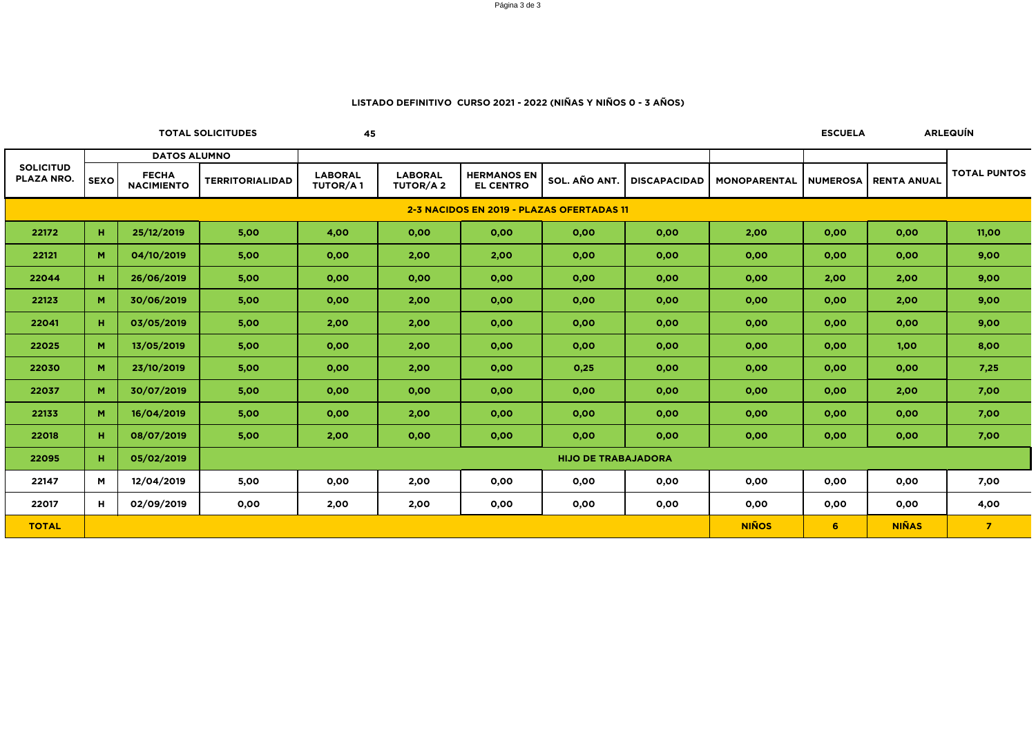**LISTADO DEFINITIVO CURSO 2021 - 2022 (NIÑAS Y NIÑOS 0 - 3 AÑOS)**

**TOTAL SOLICITUDES** 45 **ESCUELA** ARLEQUÍN

| SOLICITUD PLAZA NRO. | DATOS ALUMNO | | | | | | | | | | | TOTAL PUNTOS |
|---|---|---|---|---|---|---|---|---|---|---|---|---|
| | SEXO | FECHA NACIMIENTO | TERRITORIALIDAD | LABORAL TUTOR/A 1 | LABORAL TUTOR/A 2 | HERMANOS EN EL CENTRO | SOL. AÑO ANT. | DISCAPACIDAD | MONOPARENTAL | NUMEROSA | RENTA ANUAL | |
| **2-3 NACIDOS EN 2019 - PLAZAS OFERTADAS 11** | | | | | | | | | | | | |
| 22172 | H | 25/12/2019 | 5,00 | 4,00 | 0,00 | 0,00 | 0,00 | 0,00 | 2,00 | 0,00 | 0,00 | 11,00 |
| 22121 | M | 04/10/2019 | 5,00 | 0,00 | 2,00 | 2,00 | 0,00 | 0,00 | 0,00 | 0,00 | 0,00 | 9,00 |
| 22044 | H | 26/06/2019 | 5,00 | 0,00 | 0,00 | 0,00 | 0,00 | 0,00 | 0,00 | 2,00 | 2,00 | 9,00 |
| 22123 | M | 30/06/2019 | 5,00 | 0,00 | 2,00 | 0,00 | 0,00 | 0,00 | 0,00 | 0,00 | 2,00 | 9,00 |
| 22041 | H | 03/05/2019 | 5,00 | 2,00 | 2,00 | 0,00 | 0,00 | 0,00 | 0,00 | 0,00 | 0,00 | 9,00 |
| 22025 | M | 13/05/2019 | 5,00 | 0,00 | 2,00 | 0,00 | 0,00 | 0,00 | 0,00 | 0,00 | 1,00 | 8,00 |
| 22030 | M | 23/10/2019 | 5,00 | 0,00 | 2,00 | 0,00 | 0,25 | 0,00 | 0,00 | 0,00 | 0,00 | 7,25 |
| 22037 | M | 30/07/2019 | 5,00 | 0,00 | 0,00 | 0,00 | 0,00 | 0,00 | 0,00 | 0,00 | 2,00 | 7,00 |
| 22133 | M | 16/04/2019 | 5,00 | 0,00 | 2,00 | 0,00 | 0,00 | 0,00 | 0,00 | 0,00 | 0,00 | 7,00 |
| 22018 | H | 08/07/2019 | 5,00 | 2,00 | 0,00 | 0,00 | 0,00 | 0,00 | 0,00 | 0,00 | 0,00 | 7,00 |
| 22095 | H | 05/02/2019 | HIJO DE TRABAJADORA | | | | | | | | | |
| 22147 | M | 12/04/2019 | 5,00 | 0,00 | 2,00 | 0,00 | 0,00 | 0,00 | 0,00 | 0,00 | 0,00 | 7,00 |
| 22017 | H | 02/09/2019 | 0,00 | 2,00 | 2,00 | 0,00 | 0,00 | 0,00 | 0,00 | 0,00 | 0,00 | 4,00 |
| **TOTAL** | | | | | | | | | **NIÑOS** | **6** | **NIÑAS** | **7** |